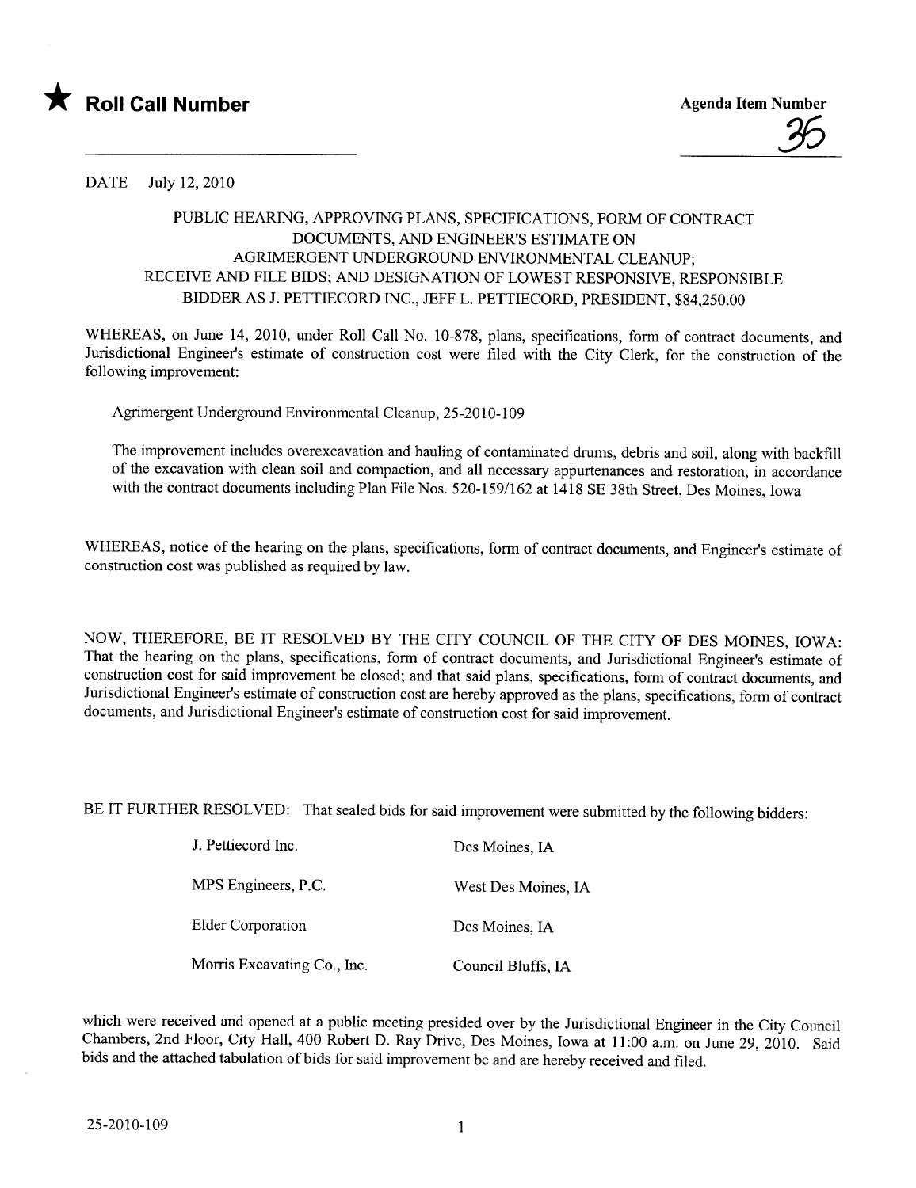★ **Roll Call Number**

**Agenda Item Number**

35

DATE July 12, 2010

PUBLIC HEARING, APPROVING PLANS, SPECIFICATIONS, FORM OF CONTRACT DOCUMENTS, AND ENGINEER'S ESTIMATE ON AGRIMERGENT UNDERGROUND ENVIRONMENTAL CLEANUP; RECEIVE AND FILE BIDS; AND DESIGNATION OF LOWEST RESPONSIVE, RESPONSIBLE BIDDER AS J. PETTIECORD INC., JEFF L. PETTIECORD, PRESIDENT, $84,250.00

WHEREAS, on June 14, 2010, under Roll Call No. 10-878, plans, specifications, form of contract documents, and Jurisdictional Engineer's estimate of construction cost were filed with the City Clerk, for the construction of the following improvement:

Agrimergent Underground Environmental Cleanup, 25-2010-109

The improvement includes overexcavation and hauling of contaminated drums, debris and soil, along with backfill of the excavation with clean soil and compaction, and all necessary appurtenances and restoration, in accordance with the contract documents including Plan File Nos. 520-159/162 at 1418 SE 38th Street, Des Moines, Iowa

WHEREAS, notice of the hearing on the plans, specifications, form of contract documents, and Engineer's estimate of construction cost was published as required by law.

NOW, THEREFORE, BE IT RESOLVED BY THE CITY COUNCIL OF THE CITY OF DES MOINES, IOWA: That the hearing on the plans, specifications, form of contract documents, and Jurisdictional Engineer's estimate of construction cost for said improvement be closed; and that said plans, specifications, form of contract documents, and Jurisdictional Engineer's estimate of construction cost are hereby approved as the plans, specifications, form of contract documents, and Jurisdictional Engineer's estimate of construction cost for said improvement.

BE IT FURTHER RESOLVED: That sealed bids for said improvement were submitted by the following bidders:

| | |
|---|---|
| J. Pettiecord Inc. | Des Moines, IA |
| MPS Engineers, P.C. | West Des Moines, IA |
| Elder Corporation | Des Moines, IA |
| Morris Excavating Co., Inc. | Council Bluffs, IA |

which were received and opened at a public meeting presided over by the Jurisdictional Engineer in the City Council Chambers, 2nd Floor, City Hall, 400 Robert D. Ray Drive, Des Moines, Iowa at 11:00 a.m. on June 29, 2010. Said bids and the attached tabulation of bids for said improvement be and are hereby received and filed.

25-2010-109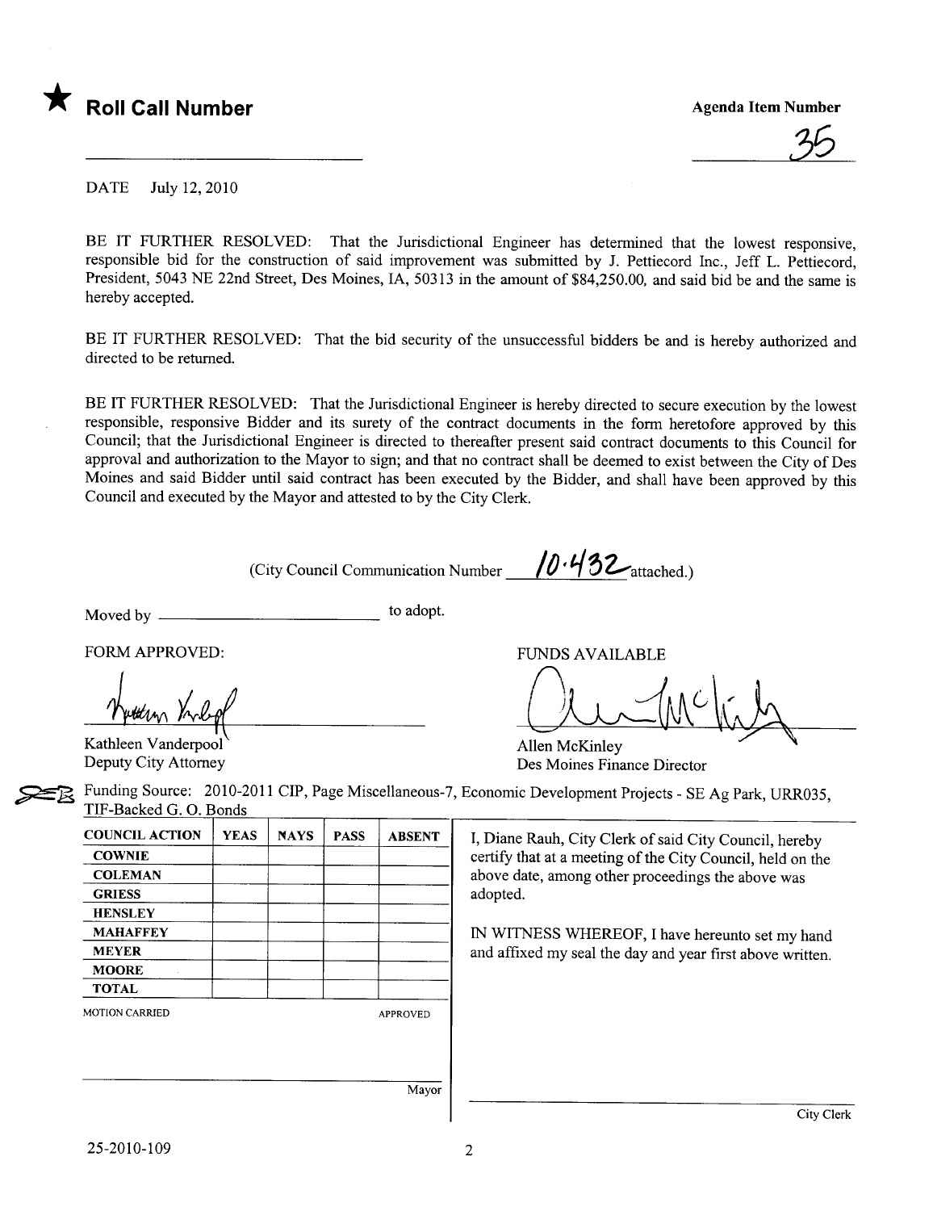★ **Roll Call Number**

**Agenda Item Number**

35

DATE July 12, 2010

BE IT FURTHER RESOLVED: That the Jurisdictional Engineer has determined that the lowest responsive, responsible bid for the construction of said improvement was submitted by J. Pettiecord Inc., Jeff L. Pettiecord, President, 5043 NE 22nd Street, Des Moines, IA, 50313 in the amount of $84,250.00, and said bid be and the same is hereby accepted.

BE IT FURTHER RESOLVED: That the bid security of the unsuccessful bidders be and is hereby authorized and directed to be returned.

BE IT FURTHER RESOLVED: That the Jurisdictional Engineer is hereby directed to secure execution by the lowest responsible, responsive Bidder and its surety of the contract documents in the form heretofore approved by this Council; that the Jurisdictional Engineer is directed to thereafter present said contract documents to this Council for approval and authorization to the Mayor to sign; and that no contract shall be deemed to exist between the City of Des Moines and said Bidder until said contract has been executed by the Bidder, and shall have been approved by this Council and executed by the Mayor and attested to by the City Clerk.

(City Council Communication Number 10-432 attached.)

Moved by ______________________ to adopt.

FORM APPROVED:

Kathleen Vanderpool
Deputy City Attorney

FUNDS AVAILABLE

Allen McKinley
Des Moines Finance Director

Funding Source: 2010-2011 CIP, Page Miscellaneous-7, Economic Development Projects - SE Ag Park, URR035, TIF-Backed G. O. Bonds

| COUNCIL ACTION | YEAS | NAYS | PASS | ABSENT |
|---|---|---|---|---|
| COWNIE | | | | |
| COLEMAN | | | | |
| GRIESS | | | | |
| HENSLEY | | | | |
| MAHAFFEY | | | | |
| MEYER | | | | |
| MOORE | | | | |
| TOTAL | | | | |

MOTION CARRIED APPROVED

______________________ Mayor

I, Diane Rauh, City Clerk of said City Council, hereby certify that at a meeting of the City Council, held on the above date, among other proceedings the above was adopted.

IN WITNESS WHEREOF, I have hereunto set my hand and affixed my seal the day and year first above written.

______________________ City Clerk

25-2010-109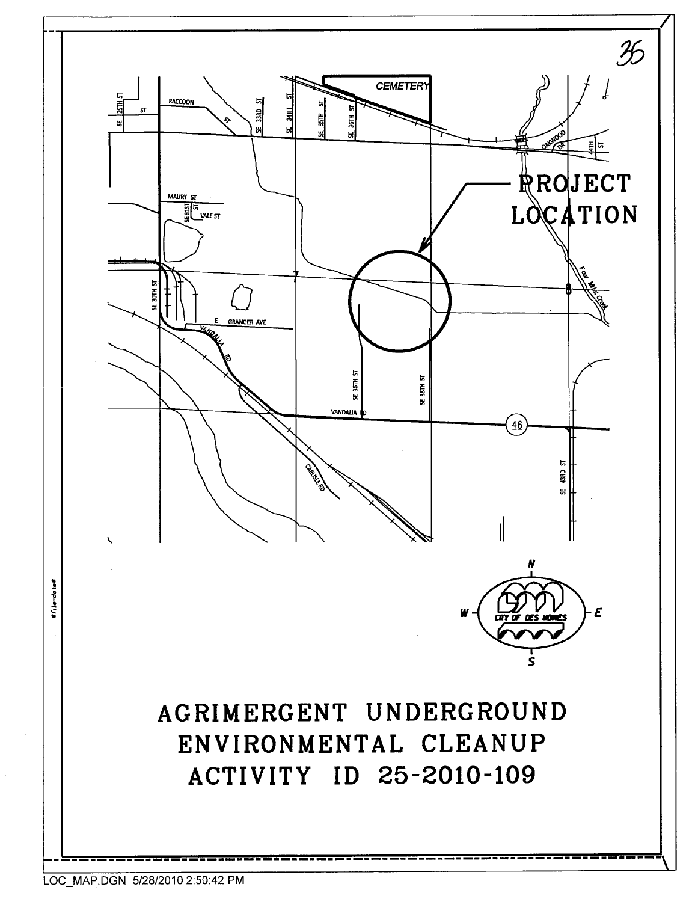35

PROJECT LOCATION

CEMETERY

RACCOON ST

SE 29TH ST

SE 33RD ST

SE 34TH ST

SE 35TH ST

SE 36TH ST

OAKWOOD DR

4TH ST

MAURY ST

SE 31ST ST

VALE ST

SE 30TH ST

E GRANGER AVE

VANDALIA RD

SE 36TH ST

SE 38TH ST

VANDALIA RD

46

CARLISLE RD

SE 43RD ST

Four Mile Creek

7

8

N

W

E

S

CITY OF DES MOINES

# AGRIMERGENT UNDERGROUND ENVIRONMENTAL CLEANUP ACTIVITY ID 25-2010-109

LOC_MAP.DGN 5/28/2010 2:50:42 PM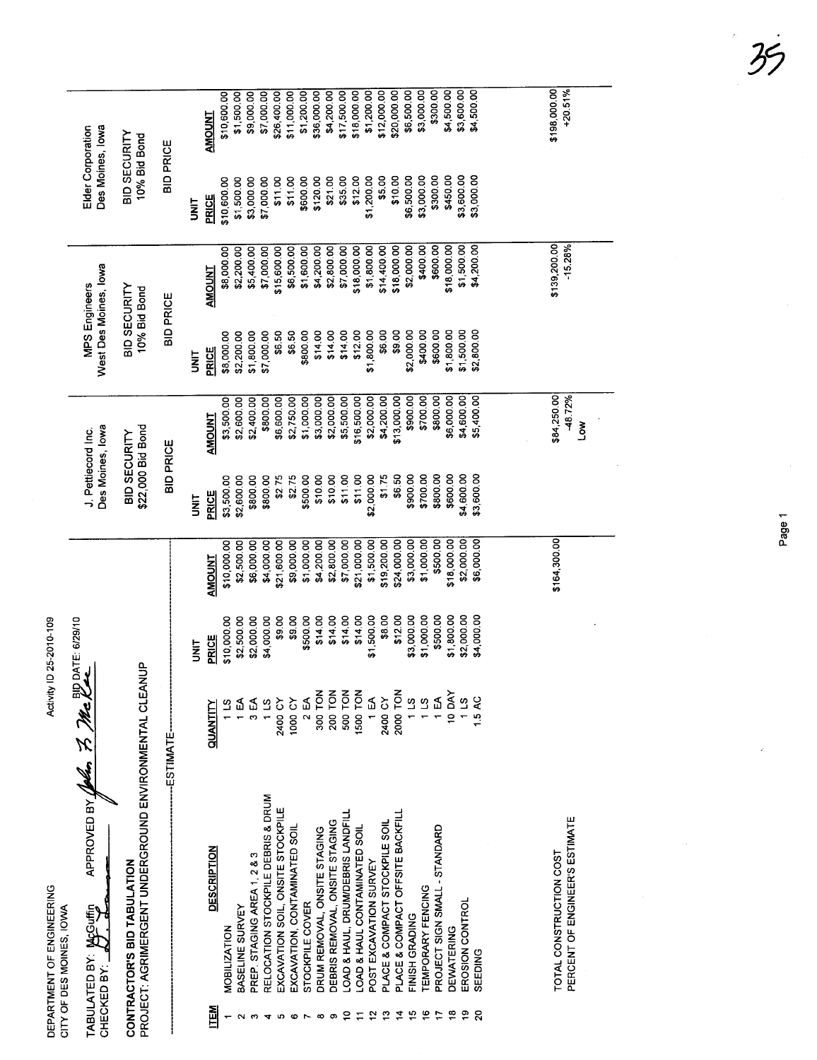DEPARTMENT OF ENGINEERING
CITY OF DES MOINES, IOWA

Activity ID 25-2010-109

TABULATED BY: McGuffin APPROVED BY: John R. McKee BID DATE: 6/29/10
CHECKED BY: D. L...

**CONTRACTOR'S BID TABULATION**
**PROJECT: AGRIMERGENT UNDERGROUND ENVIRONMENTAL CLEANUP**

| | | ---ESTIMATE--- | | | J. Pettiecord Inc. Des Moines, Iowa | | MPS Engineers West Des Moines, Iowa | | Elder Corporation Des Moines, Iowa | |
|---|---|---|---|---|---|---|---|---|---|---|
| | | | | | BID SECURITY $22,000 Bid Bond | | BID SECURITY 10% Bid Bond | | BID SECURITY 10% Bid Bond | |
| | | | | | BID PRICE | | BID PRICE | | BID PRICE | |
| **ITEM** | **DESCRIPTION** | **QUANTITY** | **UNIT PRICE** | **AMOUNT** | **UNIT PRICE** | **AMOUNT** | **UNIT PRICE** | **AMOUNT** | **UNIT PRICE** | **AMOUNT** |
| 1 | MOBILIZATION | 1 LS | $10,000.00 | $10,000.00 | $3,500.00 | $3,500.00 | $8,000.00 | $8,000.00 | $10,600.00 | $10,600.00 |
| 2 | BASELINE SURVEY | 1 EA | $2,500.00 | $2,500.00 | $2,600.00 | $2,600.00 | $2,200.00 | $2,200.00 | $1,500.00 | $1,500.00 |
| 3 | PREP. STAGING AREA 1, 2 & 3 | 3 EA | $2,000.00 | $6,000.00 | $800.00 | $2,400.00 | $1,800.00 | $5,400.00 | $3,000.00 | $9,000.00 |
| 4 | RELOCATION STOCKPILE DEBRIS & DRUM | 1 LS | $4,000.00 | $4,000.00 | $800.00 | $800.00 | $7,000.00 | $7,000.00 | $7,000.00 | $7,000.00 |
| 5 | EXCAVATION SOIL, ONSITE STOCKPILE | 2400 CY | $9.00 | $21,600.00 | $2.75 | $6,600.00 | $6.50 | $15,600.00 | $11.00 | $26,400.00 |
| 6 | EXCAVATION, CONTAMINATED SOIL | 1000 CY | $9.00 | $9,000.00 | $2.75 | $2,750.00 | $6.50 | $6,500.00 | $11.00 | $11,000.00 |
| 7 | STOCKPILE COVER | 2 EA | $500.00 | $1,000.00 | $500.00 | $1,000.00 | $800.00 | $1,600.00 | $600.00 | $1,200.00 |
| 8 | DRUM REMOVAL, ONSITE STAGING | 300 TON | $14.00 | $4,200.00 | $10.00 | $3,000.00 | $14.00 | $4,200.00 | $120.00 | $36,000.00 |
| 9 | DEBRIS REMOVAL, ONSITE STAGING | 200 TON | $14.00 | $2,800.00 | $10.00 | $2,000.00 | $14.00 | $2,800.00 | $21.00 | $4,200.00 |
| 10 | LOAD & HAUL, DRUM/DEBRIS LANDFILL | 500 TON | $14.00 | $7,000.00 | $11.00 | $5,500.00 | $14.00 | $7,000.00 | $35.00 | $17,500.00 |
| 11 | LOAD & HAUL CONTAMINATED SOIL | 1500 TON | $14.00 | $21,000.00 | $11.00 | $16,500.00 | $12.00 | $18,000.00 | $12.00 | $18,000.00 |
| 12 | POST EXCAVATION SURVEY | 1 EA | $1,500.00 | $1,500.00 | $2,000.00 | $2,000.00 | $1,800.00 | $1,800.00 | $1,200.00 | $1,200.00 |
| 13 | PLACE & COMPACT STOCKPILE SOIL | 2400 CY | $8.00 | $19,200.00 | $1.75 | $4,200.00 | $6.00 | $14,400.00 | $5.00 | $12,000.00 |
| 14 | PLACE & COMPACT OFFSITE BACKFILL | 2000 TON | $12.00 | $24,000.00 | $6.50 | $13,000.00 | $9.00 | $18,000.00 | $10.00 | $20,000.00 |
| 15 | FINISH GRADING | 1 LS | $3,000.00 | $3,000.00 | $900.00 | $900.00 | $2,000.00 | $2,000.00 | $6,500.00 | $6,500.00 |
| 16 | TEMPORARY FENCING | 1 LS | $1,000.00 | $1,000.00 | $700.00 | $700.00 | $400.00 | $400.00 | $3,000.00 | $3,000.00 |
| 17 | PROJECT SIGN SMALL - STANDARD | 1 EA | $500.00 | $500.00 | $800.00 | $800.00 | $600.00 | $600.00 | $300.00 | $300.00 |
| 18 | DEWATERING | 10 DAY | $1,800.00 | $18,000.00 | $600.00 | $6,000.00 | $1,800.00 | $18,000.00 | $450.00 | $4,500.00 |
| 19 | EROSION CONTROL | 1 LS | $2,000.00 | $2,000.00 | $4,600.00 | $4,600.00 | $1,500.00 | $1,500.00 | $3,600.00 | $3,600.00 |
| 20 | SEEDING | 1.5 AC | $4,000.00 | $6,000.00 | $3,600.00 | $5,400.00 | $2,800.00 | $4,200.00 | $3,000.00 | $4,500.00 |
| | TOTAL CONSTRUCTION COST | | | $164,300.00 | | $84,250.00 | | $139,200.00 | | $198,000.00 |
| | PERCENT OF ENGINEER'S ESTIMATE | | | | | -48.72% | | -15.28% | | +20.51% |
| | | | | | | Low | | | | |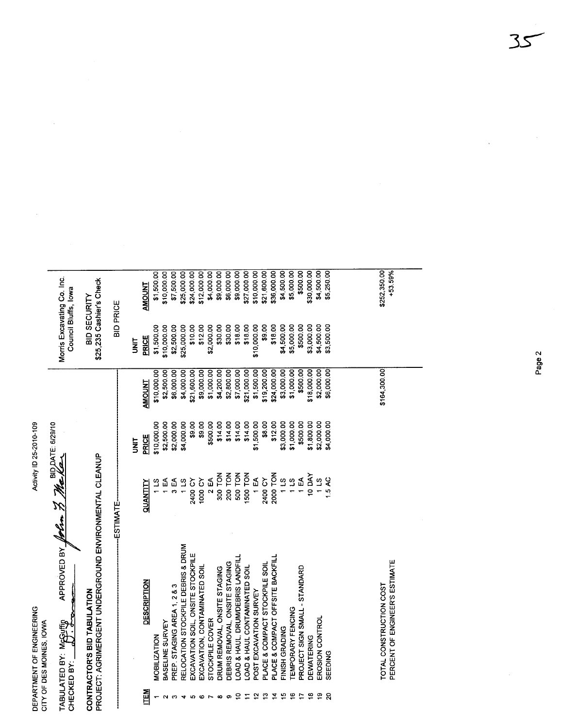DEPARTMENT OF ENGINEERING
CITY OF DES MOINES, IOWA

Activity ID 25-2010-109

TABULATED BY: McGuffin APPROVED BY *John T. Mackey* BID DATE: 6/29/10
CHECKED BY: *D. Larue*

**CONTRACTOR'S BID TABULATION**
**PROJECT: AGRIMERGENT UNDERGROUND ENVIRONMENTAL CLEANUP**

| | | ESTIMATE | | | Morris Excavating Co. Inc. Council Bluffs, Iowa BID SECURITY $25,235 Cashier's Check BID PRICE | |
|---|---|---|---|---|---|---|
| ITEM | DESCRIPTION | QUANTITY | UNIT PRICE | AMOUNT | UNIT PRICE | AMOUNT |
| 1 | MOBILIZATION | 1 LS | $10,000.00 | $10,000.00 | $1,500.00 | $1,500.00 |
| 2 | BASELINE SURVEY | 1 EA | $2,500.00 | $2,500.00 | $10,000.00 | $10,000.00 |
| 3 | PREP. STAGING AREA 1, 2 & 3 | 3 EA | $2,000.00 | $6,000.00 | $2,500.00 | $7,500.00 |
| 4 | RELOCATION STOCKPILE DEBRIS & DRUM | 1 LS | $4,000.00 | $4,000.00 | $25,000.00 | $25,000.00 |
| 5 | EXCAVATION SOIL, ONSITE STOCKPILE | 2400 CY | $9.00 | $21,600.00 | $10.00 | $24,000.00 |
| 6 | EXCAVATION, CONTAMINATED SOIL | 1000 CY | $9.00 | $9,000.00 | $12.00 | $12,000.00 |
| 7 | STOCKPILE COVER | 2 EA | $500.00 | $1,000.00 | $2,000.00 | $4,000.00 |
| 8 | DRUM REMOVAL, ONSITE STAGING | 300 TON | $14.00 | $4,200.00 | $30.00 | $9,000.00 |
| 9 | DEBRIS REMOVAL, ONSITE STAGING | 200 TON | $14.00 | $2,800.00 | $30.00 | $6,000.00 |
| 10 | LOAD & HAUL, DRUM/DEBRIS LANDFILL | 500 TON | $14.00 | $7,000.00 | $18.00 | $9,000.00 |
| 11 | LOAD & HAUL CONTAMINATED SOIL | 1500 TON | $14.00 | $21,000.00 | $18.00 | $27,000.00 |
| 12 | POST EXCAVATION SURVEY | 1 EA | $1,500.00 | $1,500.00 | $10,000.00 | $10,000.00 |
| 13 | PLACE & COMPACT STOCKPILE SOIL | 2400 CY | $8.00 | $19,200.00 | $9.00 | $21,600.00 |
| 14 | PLACE & COMPACT OFFSITE BACKFILL | 2000 TON | $12.00 | $24,000.00 | $18.00 | $36,000.00 |
| 15 | FINISH GRADING | 1 LS | $3,000.00 | $3,000.00 | $4,500.00 | $4,500.00 |
| 16 | TEMPORARY FENCING | 1 LS | $1,000.00 | $1,000.00 | $5,000.00 | $5,000.00 |
| 17 | PROJECT SIGN SMALL - STANDARD | 1 EA | $500.00 | $500.00 | $500.00 | $500.00 |
| 18 | DEWATERING | 10 DAY | $1,800.00 | $18,000.00 | $3,000.00 | $30,000.00 |
| 19 | EROSION CONTROL | 1 LS | $2,000.00 | $2,000.00 | $4,500.00 | $4,500.00 |
| 20 | SEEDING | 1.5 AC | $4,000.00 | $6,000.00 | $3,500.00 | $5,250.00 |
| | TOTAL CONSTRUCTION COST | | | $164,300.00 | | $252,350.00 |
| | PERCENT OF ENGINEER'S ESTIMATE | | | | | +53.59% |